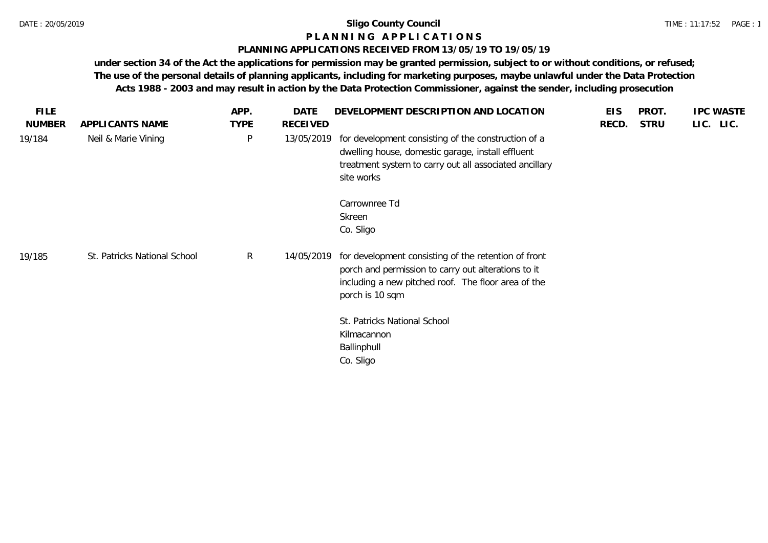**Sligo County Council**

# PLANNING APPLICATIONS

## PLANNING APPLICATIONS RECEIVED FROM 13/05/19 TO 19/05/19

**under section 34 of the Act the applications for permission may be granted permission, subject to or without conditions, or refused; The use of the personal details of planning applicants, including for marketing purposes, maybe unlawful under the Data Protection Acts 1988 - 2003 and may result in action by the Data Protection Commissioner, against the sender, including prosecution**

| FILE NUMBER | APPLICANTS NAME | APP. TYPE | DATE RECEIVED | DEVELOPMENT DESCRIPTION AND LOCATION | EIS RECD. | PROT. STRU | IPC LIC. | WASTE LIC. |
|---|---|---|---|---|---|---|---|---|
| 19/184 | Neil & Marie Vining | P | 13/05/2019 | for development consisting of the construction of a dwelling house, domestic garage, install effluent treatment system to carry out all associated ancillary site works<br><br>Carrownree Td<br>Skreen<br>Co. Sligo | | | | |
| 19/185 | St. Patricks National School | R | 14/05/2019 | for development consisting of the retention of front porch and permission to carry out alterations to it including a new pitched roof. The floor area of the porch is 10 sqm<br><br>St. Patricks National School<br>Kilmacannon<br>Ballinphull<br>Co. Sligo | | | | |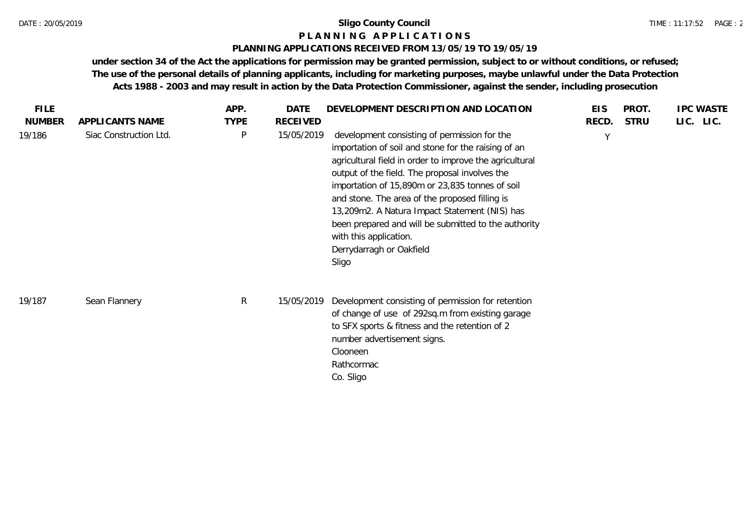# Sligo County Council

## P L A N N I N G A P P L I C A T I O N S

### PLANNING APPLICATIONS RECEIVED FROM 13/05/19 TO 19/05/19

**under section 34 of the Act the applications for permission may be granted permission, subject to or without conditions, or refused; The use of the personal details of planning applicants, including for marketing purposes, maybe unlawful under the Data Protection Acts 1988 - 2003 and may result in action by the Data Protection Commissioner, against the sender, including prosecution**

| FILE NUMBER | APPLICANTS NAME | APP. TYPE | DATE RECEIVED | DEVELOPMENT DESCRIPTION AND LOCATION | EIS RECD. | PROT. STRU | IPC LIC. | WASTE LIC. |
|---|---|---|---|---|---|---|---|---|
| 19/186 | Siac Construction Ltd. | P | 15/05/2019 | development consisting of permission for the importation of soil and stone for the raising of an agricultural field in order to improve the agricultural output of the field. The proposal involves the importation of 15,890m or 23,835 tonnes of soil and stone. The area of the proposed filling is 13,209m2. A Natura Impact Statement (NIS) has been prepared and will be submitted to the authority with this application.<br>Derrydarragh or Oakfield<br>Sligo | Y | | | |
| 19/187 | Sean Flannery | R | 15/05/2019 | Development consisting of permission for retention of change of use of 292sq.m from existing garage to SFX sports & fitness and the retention of 2 number advertisement signs.<br>Clooneen<br>Rathcormac<br>Co. Sligo | | | | |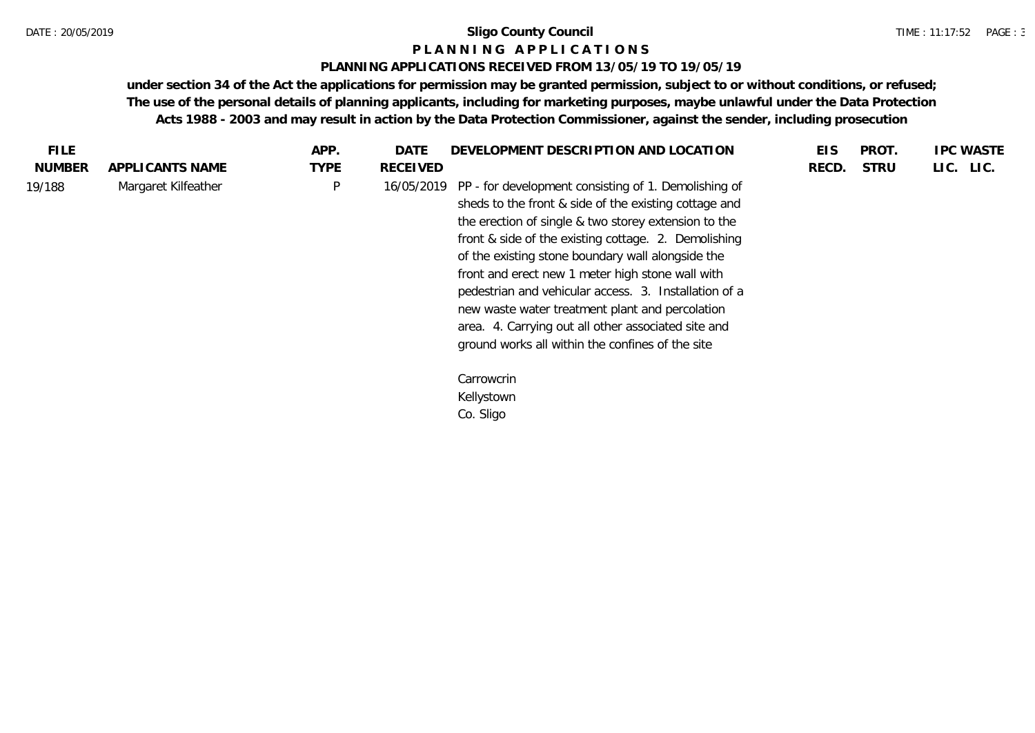**Sligo County Council**

**P L A N N I N G   A P P L I C A T I O N S**

**PLANNING APPLICATIONS RECEIVED FROM 13/05/19 TO 19/05/19**

**under section 34 of the Act the applications for permission may be granted permission, subject to or without conditions, or refused; The use of the personal details of planning applicants, including for marketing purposes, maybe unlawful under the Data Protection Acts 1988 - 2003 and may result in action by the Data Protection Commissioner, against the sender, including prosecution**

| FILE NUMBER | APPLICANTS NAME | APP. TYPE | DATE RECEIVED | DEVELOPMENT DESCRIPTION AND LOCATION | EIS RECD. | PROT. STRU | IPC LIC. | WASTE LIC. |
|---|---|---|---|---|---|---|---|---|
| 19/188 | Margaret Kilfeather | P | 16/05/2019 | PP - for development consisting of 1. Demolishing of sheds to the front & side of the existing cottage and the erection of single & two storey extension to the front & side of the existing cottage. 2. Demolishing of the existing stone boundary wall alongside the front and erect new 1 meter high stone wall with pedestrian and vehicular access. 3. Installation of a new waste water treatment plant and percolation area. 4. Carrying out all other associated site and ground works all within the confines of the site<br><br>Carrowcrin<br>Kellystown<br>Co. Sligo | | | | |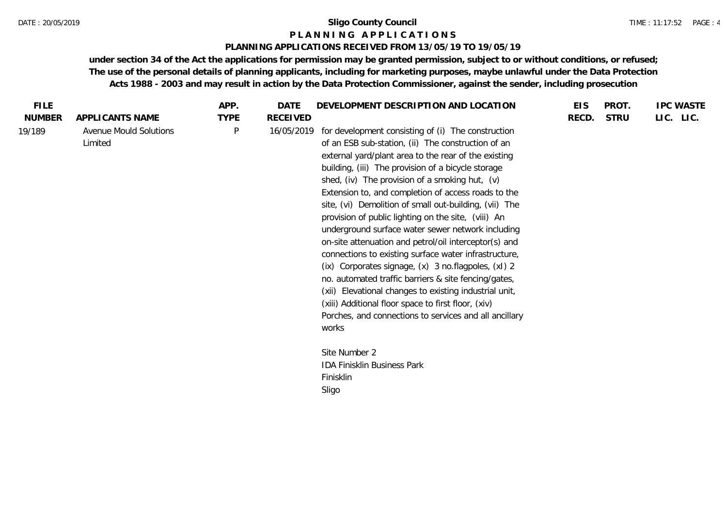**Sligo County Council**

**P L A N N I N G A P P L I C A T I O N S**

**PLANNING APPLICATIONS RECEIVED FROM 13/05/19 TO 19/05/19**

**under section 34 of the Act the applications for permission may be granted permission, subject to or without conditions, or refused; The use of the personal details of planning applicants, including for marketing purposes, maybe unlawful under the Data Protection Acts 1988 - 2003 and may result in action by the Data Protection Commissioner, against the sender, including prosecution**

| FILE NUMBER | APPLICANTS NAME | APP. TYPE | DATE RECEIVED | DEVELOPMENT DESCRIPTION AND LOCATION | EIS RECD. | PROT. STRU | IPC LIC. | WASTE LIC. |
|---|---|---|---|---|---|---|---|---|
| 19/189 | Avenue Mould Solutions Limited | P | 16/05/2019 | for development consisting of (i) The construction of an ESB sub-station, (ii) The construction of an external yard/plant area to the rear of the existing building, (iii) The provision of a bicycle storage shed, (iv) The provision of a smoking hut, (v) Extension to, and completion of access roads to the site, (vi) Demolition of small out-building, (vii) The provision of public lighting on the site, (viii) An underground surface water sewer network including on-site attenuation and petrol/oil interceptor(s) and connections to existing surface water infrastructure, (ix) Corporates signage, (x) 3 no.flagpoles, (xI) 2 no. automated traffic barriers & site fencing/gates, (xii) Elevational changes to existing industrial unit, (xiii) Additional floor space to first floor, (xiv) Porches, and connections to services and all ancillary works<br><br>Site Number 2<br>IDA Finisklin Business Park<br>Finisklin<br>Sligo | | | | |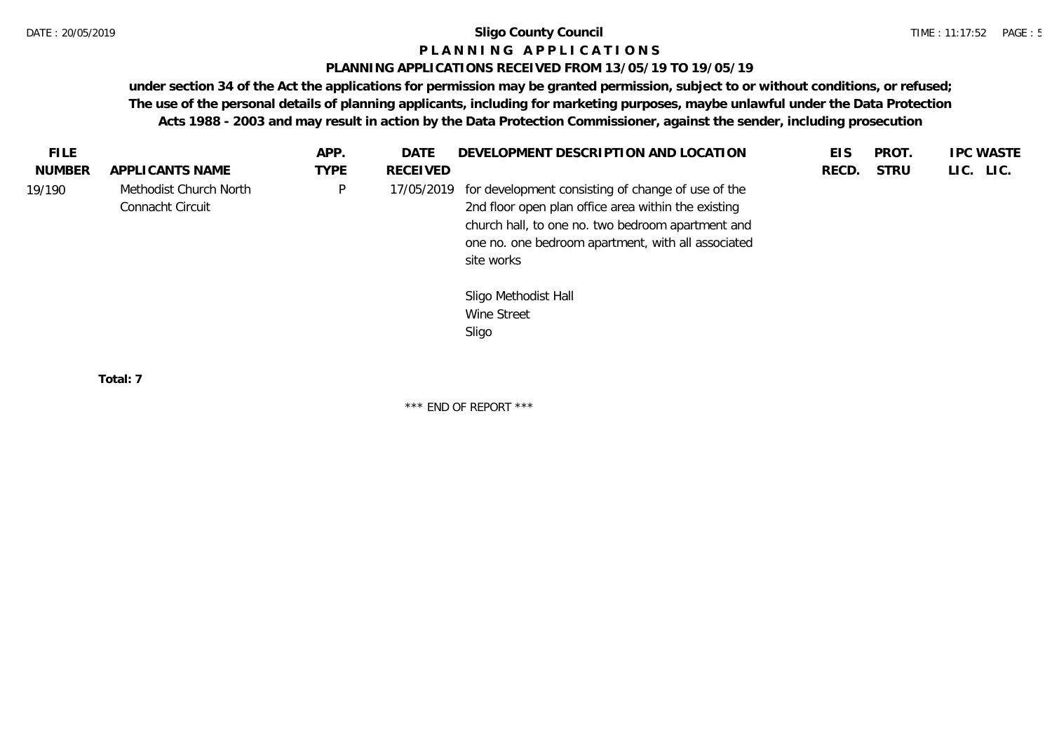# Sligo County Council

## P L A N N I N G  A P P L I C A T I O N S

### PLANNING APPLICATIONS RECEIVED FROM 13/05/19 TO 19/05/19

**under section 34 of the Act the applications for permission may be granted permission, subject to or without conditions, or refused; The use of the personal details of planning applicants, including for marketing purposes, maybe unlawful under the Data Protection Acts 1988 - 2003 and may result in action by the Data Protection Commissioner, against the sender, including prosecution**

| FILE NUMBER | APPLICANTS NAME | APP. TYPE | DATE RECEIVED | DEVELOPMENT DESCRIPTION AND LOCATION | EIS RECD. | PROT. STRU | IPC LIC. | WASTE LIC. |
|---|---|---|---|---|---|---|---|---|
| 19/190 | Methodist Church North Connacht Circuit | P | 17/05/2019 | for development consisting of change of use of the 2nd floor open plan office area within the existing church hall, to one no. two bedroom apartment and one no. one bedroom apartment, with all associated site works<br><br>Sligo Methodist Hall<br>Wine Street<br>Sligo | | | | |

**Total: 7**

\*\*\* END OF REPORT \*\*\*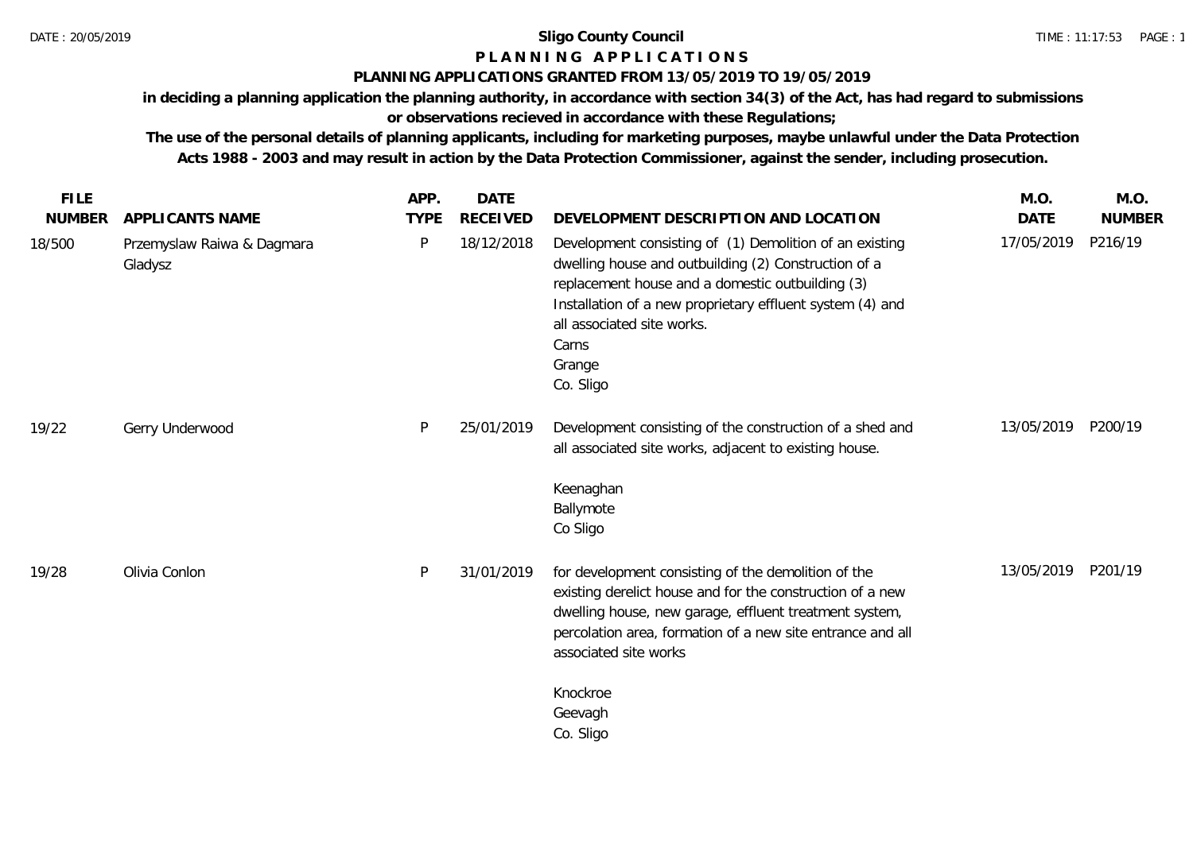**Sligo County Council**

**P L A N N I N G   A P P L I C A T I O N S**

**PLANNING APPLICATIONS GRANTED FROM 13/05/2019 TO 19/05/2019**

**in deciding a planning application the planning authority, in accordance with section 34(3) of the Act, has had regard to submissions or observations recieved in accordance with these Regulations;**

**The use of the personal details of planning applicants, including for marketing purposes, maybe unlawful under the Data Protection Acts 1988 - 2003 and may result in action by the Data Protection Commissioner, against the sender, including prosecution.**

| FILE NUMBER | APPLICANTS NAME | APP. TYPE | DATE RECEIVED | DEVELOPMENT DESCRIPTION AND LOCATION | M.O. DATE | M.O. NUMBER |
|---|---|---|---|---|---|---|
| 18/500 | Przemyslaw Raiwa & Dagmara Gladysz | P | 18/12/2018 | Development consisting of (1) Demolition of an existing dwelling house and outbuilding (2) Construction of a replacement house and a domestic outbuilding (3) Installation of a new proprietary effluent system (4) and all associated site works.<br>Carns<br>Grange<br>Co. Sligo | 17/05/2019 | P216/19 |
| 19/22 | Gerry Underwood | P | 25/01/2019 | Development consisting of the construction of a shed and all associated site works, adjacent to existing house.<br><br>Keenaghan<br>Ballymote<br>Co Sligo | 13/05/2019 | P200/19 |
| 19/28 | Olivia Conlon | P | 31/01/2019 | for development consisting of the demolition of the existing derelict house and for the construction of a new dwelling house, new garage, effluent treatment system, percolation area, formation of a new site entrance and all associated site works<br><br>Knockroe<br>Geevagh<br>Co. Sligo | 13/05/2019 | P201/19 |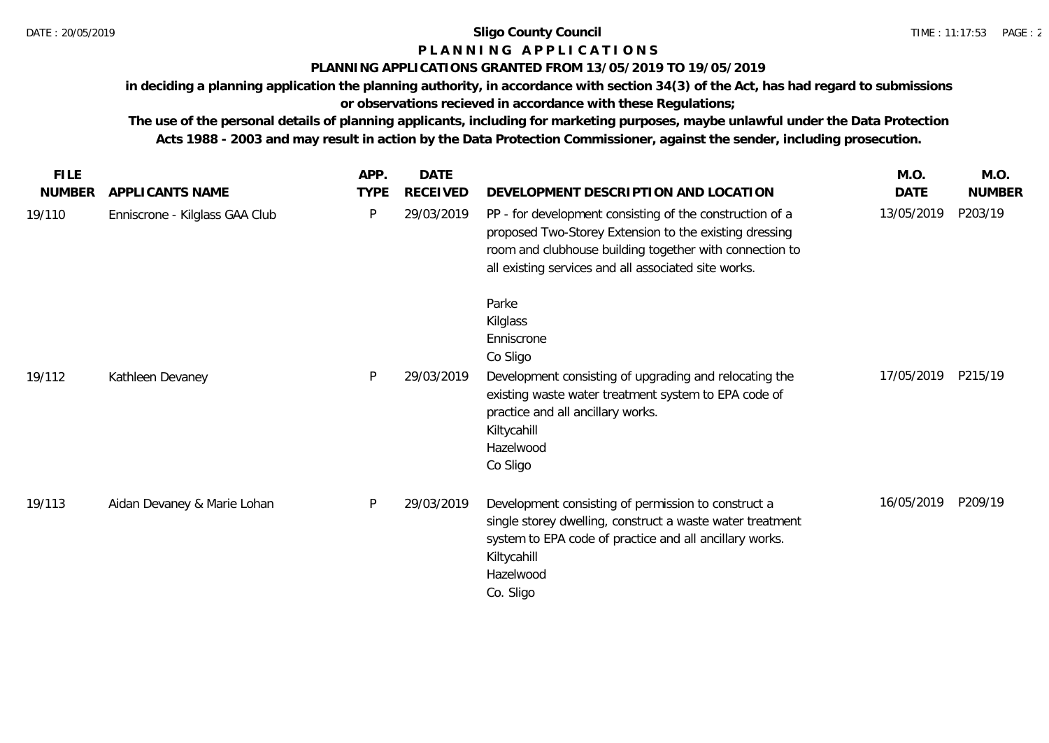# Sligo County Council

## PLANNING APPLICATIONS

### PLANNING APPLICATIONS GRANTED FROM 13/05/2019 TO 19/05/2019

**in deciding a planning application the planning authority, in accordance with section 34(3) of the Act, has had regard to submissions or observations recieved in accordance with these Regulations;**

**The use of the personal details of planning applicants, including for marketing purposes, maybe unlawful under the Data Protection Acts 1988 - 2003 and may result in action by the Data Protection Commissioner, against the sender, including prosecution.**

| FILE NUMBER | APPLICANTS NAME | APP. TYPE | DATE RECEIVED | DEVELOPMENT DESCRIPTION AND LOCATION | M.O. DATE | M.O. NUMBER |
|---|---|---|---|---|---|---|
| 19/110 | Enniscrone - Kilglass GAA Club | P | 29/03/2019 | PP - for development consisting of the construction of a proposed Two-Storey Extension to the existing dressing room and clubhouse building together with connection to all existing services and all associated site works.<br><br>Parke<br>Kilglass<br>Enniscrone<br>Co Sligo | 13/05/2019 | P203/19 |
| 19/112 | Kathleen Devaney | P | 29/03/2019 | Development consisting of upgrading and relocating the existing waste water treatment system to EPA code of practice and all ancillary works.<br>Kiltycahill<br>Hazelwood<br>Co Sligo | 17/05/2019 | P215/19 |
| 19/113 | Aidan Devaney & Marie Lohan | P | 29/03/2019 | Development consisting of permission to construct a single storey dwelling, construct a waste water treatment system to EPA code of practice and all ancillary works.<br>Kiltycahill<br>Hazelwood<br>Co. Sligo | 16/05/2019 | P209/19 |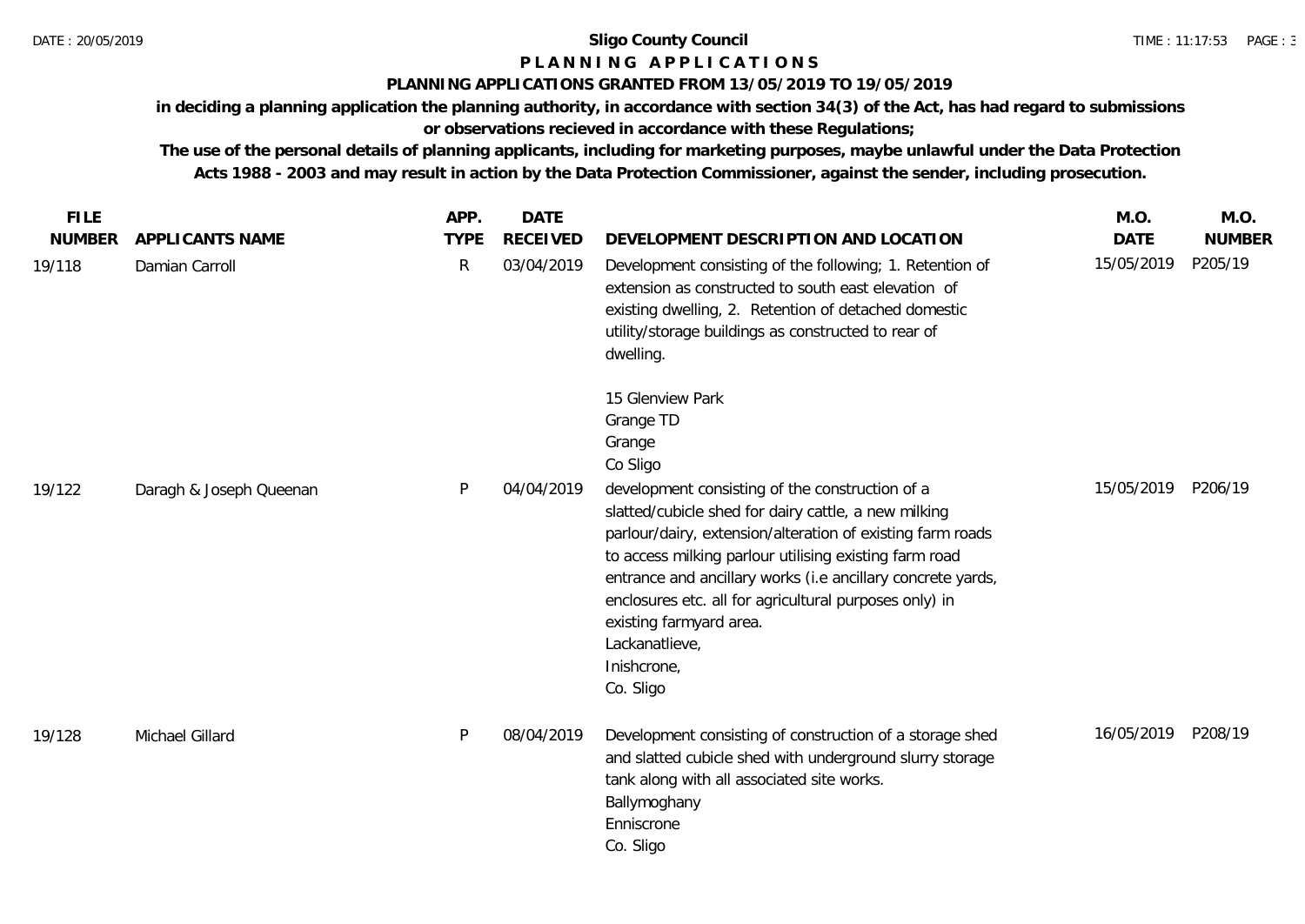**Sligo County Council**

**P L A N N I N G   A P P L I C A T I O N S**

**PLANNING APPLICATIONS GRANTED FROM 13/05/2019 TO 19/05/2019**

**in deciding a planning application the planning authority, in accordance with section 34(3) of the Act, has had regard to submissions or observations recieved in accordance with these Regulations;**

**The use of the personal details of planning applicants, including for marketing purposes, maybe unlawful under the Data Protection Acts 1988 - 2003 and may result in action by the Data Protection Commissioner, against the sender, including prosecution.**

| FILE NUMBER | APPLICANTS NAME | APP. TYPE | DATE RECEIVED | DEVELOPMENT DESCRIPTION AND LOCATION | M.O. DATE | M.O. NUMBER |
|---|---|---|---|---|---|---|
| 19/118 | Damian Carroll | R | 03/04/2019 | Development consisting of the following; 1. Retention of extension as constructed to south east elevation of existing dwelling, 2. Retention of detached domestic utility/storage buildings as constructed to rear of dwelling.<br><br>15 Glenview Park<br>Grange TD<br>Grange<br>Co Sligo | 15/05/2019 | P205/19 |
| 19/122 | Daragh & Joseph Queenan | P | 04/04/2019 | development consisting of the construction of a slatted/cubicle shed for dairy cattle, a new milking parlour/dairy, extension/alteration of existing farm roads to access milking parlour utilising existing farm road entrance and ancillary works (i.e ancillary concrete yards, enclosures etc. all for agricultural purposes only) in existing farmyard area.<br>Lackanatlieve,<br>Inishcrone,<br>Co. Sligo | 15/05/2019 | P206/19 |
| 19/128 | Michael Gillard | P | 08/04/2019 | Development consisting of construction of a storage shed and slatted cubicle shed with underground slurry storage tank along with all associated site works.<br>Ballymoghany<br>Enniscrone<br>Co. Sligo | 16/05/2019 | P208/19 |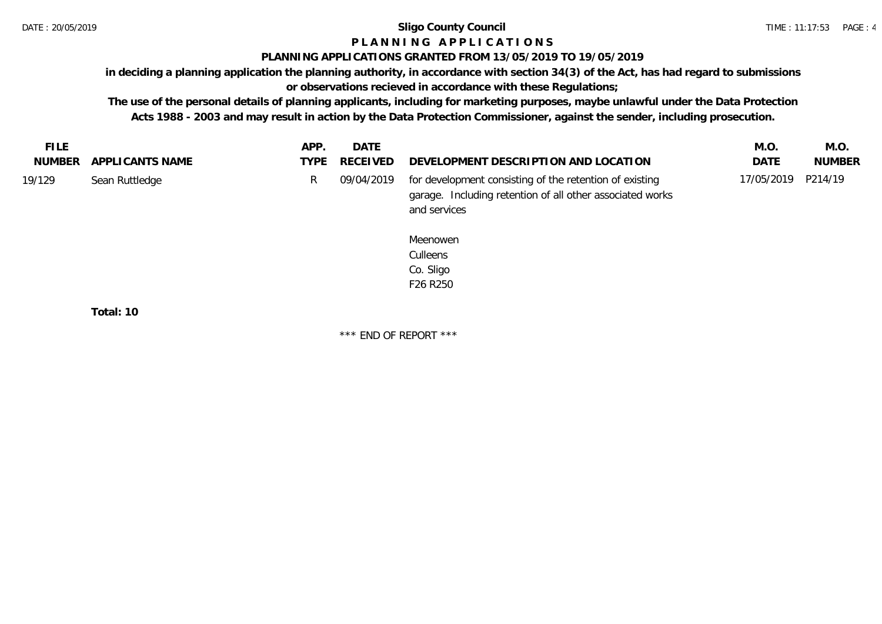# Sligo County Council

## P L A N N I N G  A P P L I C A T I O N S

### PLANNING APPLICATIONS GRANTED FROM 13/05/2019 TO 19/05/2019

**in deciding a planning application the planning authority, in accordance with section 34(3) of the Act, has had regard to submissions or observations recieved in accordance with these Regulations;**

**The use of the personal details of planning applicants, including for marketing purposes, maybe unlawful under the Data Protection Acts 1988 - 2003 and may result in action by the Data Protection Commissioner, against the sender, including prosecution.**

| FILE NUMBER | APPLICANTS NAME | APP. TYPE | DATE RECEIVED | DEVELOPMENT DESCRIPTION AND LOCATION | M.O. DATE | M.O. NUMBER |
|---|---|---|---|---|---|---|
| 19/129 | Sean Ruttledge | R | 09/04/2019 | for development consisting of the retention of existing garage. Including retention of all other associated works and services<br><br>Meenowen<br>Culleens<br>Co. Sligo<br>F26 R250 | 17/05/2019 | P214/19 |

**Total: 10**

\*\*\* END OF REPORT \*\*\*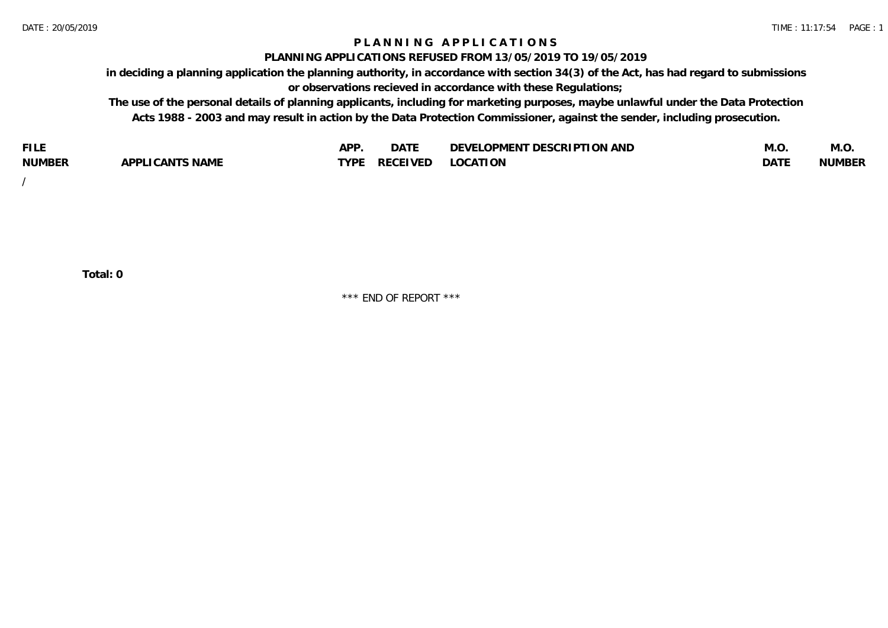# PLANNING APPLICATIONS

## PLANNING APPLICATIONS REFUSED FROM 13/05/2019 TO 19/05/2019

**in deciding a planning application the planning authority, in accordance with section 34(3) of the Act, has had regard to submissions or observations recieved in accordance with these Regulations;**

**The use of the personal details of planning applicants, including for marketing purposes, maybe unlawful under the Data Protection Acts 1988 - 2003 and may result in action by the Data Protection Commissioner, against the sender, including prosecution.**

| FILE NUMBER | APPLICANTS NAME | APP. TYPE | DATE RECEIVED | DEVELOPMENT DESCRIPTION AND LOCATION | M.O. DATE | M.O. NUMBER |
|---|---|---|---|---|---|---|
| / | | | | | | |

**Total: 0**

\*\*\* END OF REPORT \*\*\*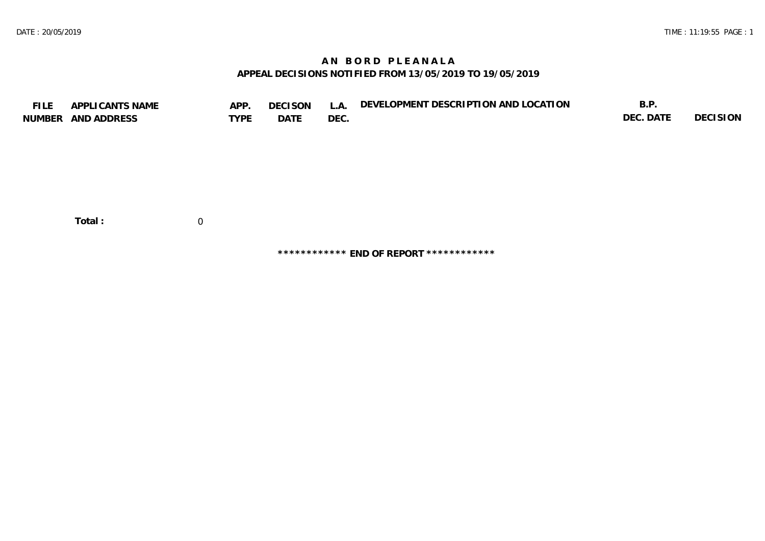# AN BORD PLEANALA

## APPEAL DECISIONS NOTIFIED FROM 13/05/2019 TO 19/05/2019

| FILE NUMBER | APPLICANTS NAME AND ADDRESS | APP. TYPE | DECISON DATE | L.A. DEC. | DEVELOPMENT DESCRIPTION AND LOCATION | B.P. DEC. DATE | DECISION |
|---|---|---|---|---|---|---|---|

**Total :** 0

************ **END OF REPORT** ************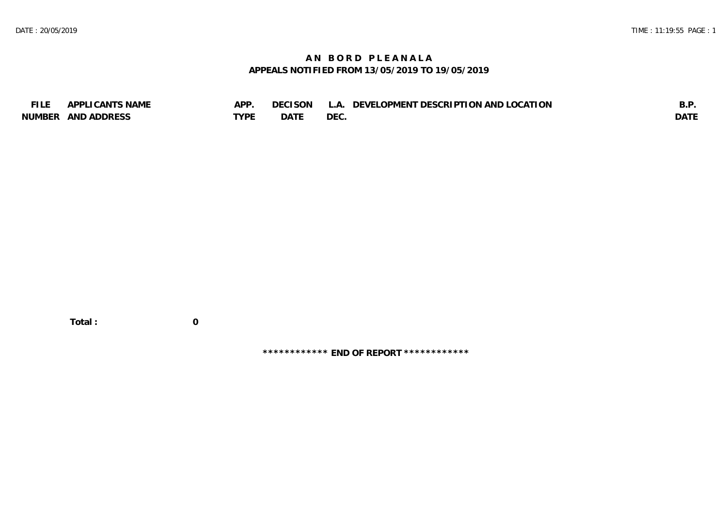# A N B O R D P L E A N A L A

## APPEALS NOTIFIED FROM 13/05/2019 TO 19/05/2019

| FILE NUMBER | APPLICANTS NAME AND ADDRESS | APP. TYPE | DECISON DATE | L.A. DEC. | DEVELOPMENT DESCRIPTION AND LOCATION | B.P. DATE |
|---|---|---|---|---|---|---|

**Total : 0**

**\*\*\*\*\*\*\*\*\*\*\*\* END OF REPORT \*\*\*\*\*\*\*\*\*\*\*\***